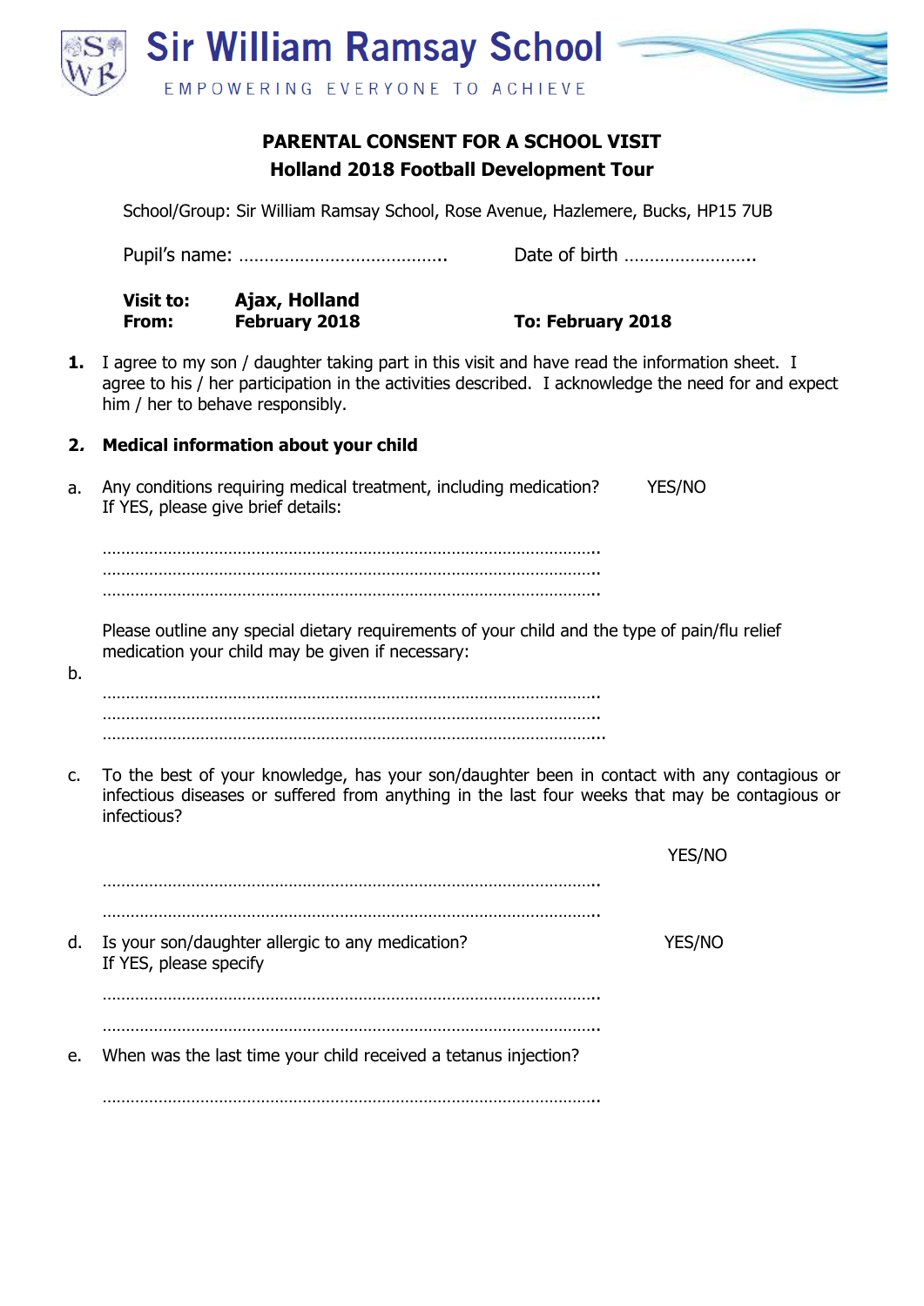# Sir William Ramsay School

EMPOWERING EVERYONE TO ACHIEVE

## PARENTAL CONSENT FOR A SCHOOL VISIT
## Holland 2018 Football Development Tour

School/Group: Sir William Ramsay School, Rose Avenue, Hazlemere, Bucks, HP15 7UB

Pupil's name: ………………………………….. Date of birth ……………………..

**Visit to:** **Ajax, Holland**
**From:** **February 2018** **To: February 2018**

**1.** I agree to my son / daughter taking part in this visit and have read the information sheet. I agree to his / her participation in the activities described. I acknowledge the need for and expect him / her to behave responsibly.

**2. Medical information about your child**

a. Any conditions requiring medical treatment, including medication? YES/NO
If YES, please give brief details:

…………………………………………………………………………………………….
…………………………………………………………………………………………….
…………………………………………………………………………………………….

b. Please outline any special dietary requirements of your child and the type of pain/flu relief medication your child may be given if necessary:

…………………………………………………………………………………………….
…………………………………………………………………………………………….
……………………………………………………………………………………………..

c. To the best of your knowledge, has your son/daughter been in contact with any contagious or infectious diseases or suffered from anything in the last four weeks that may be contagious or infectious?

YES/NO

…………………………………………………………………………………………….

…………………………………………………………………………………………….

d. Is your son/daughter allergic to any medication? YES/NO
If YES, please specify

…………………………………………………………………………………………….

…………………………………………………………………………………………….

e. When was the last time your child received a tetanus injection?

…………………………………………………………………………………………….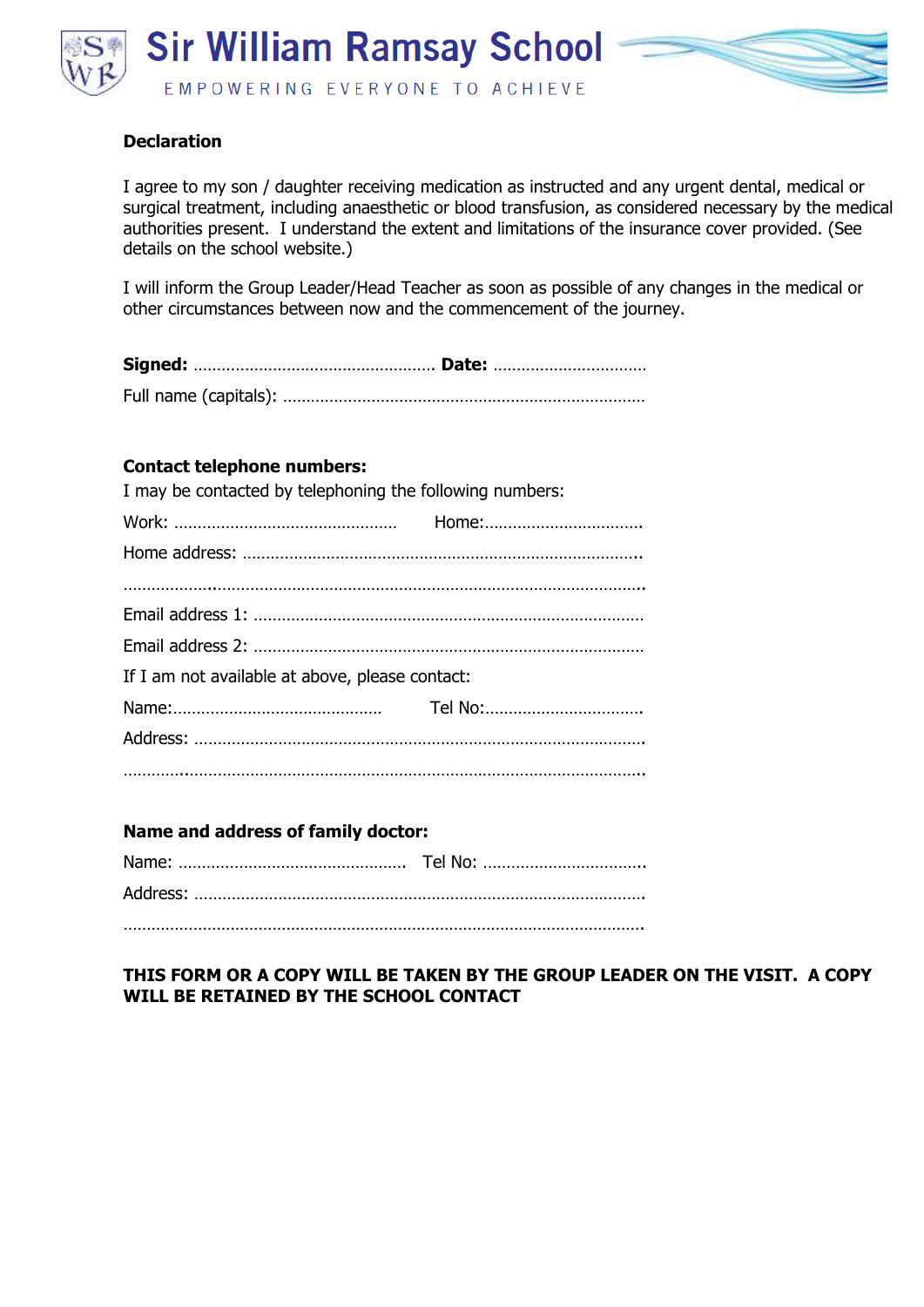### Declaration

I agree to my son / daughter receiving medication as instructed and any urgent dental, medical or surgical treatment, including anaesthetic or blood transfusion, as considered necessary by the medical authorities present. I understand the extent and limitations of the insurance cover provided. (See details on the school website.)

I will inform the Group Leader/Head Teacher as soon as possible of any changes in the medical or other circumstances between now and the commencement of the journey.

**Signed:** ………………………………………… **Date:** ……………………………

Full name (capitals): …………………………………………………………………

**Contact telephone numbers:**

I may be contacted by telephoning the following numbers:

Work: ………………………………………… Home:…………………………….

Home address: ……………………………………………………………………….

…………………………………………………………………………………………….

Email address 1: ……………………………………………………………………

Email address 2: ……………………………………………………………………

If I am not available at above, please contact:

Name:……………………………………… Tel No:…………………………….

Address: ……………………………………………………………………………….

…………………………………………………………………………………………….

**Name and address of family doctor:**

Name: ………………………………………… Tel No: …………………………….

Address: ……………………………………………………………………………….

…………………………………………………………………………………………….

**THIS FORM OR A COPY WILL BE TAKEN BY THE GROUP LEADER ON THE VISIT. A COPY WILL BE RETAINED BY THE SCHOOL CONTACT**